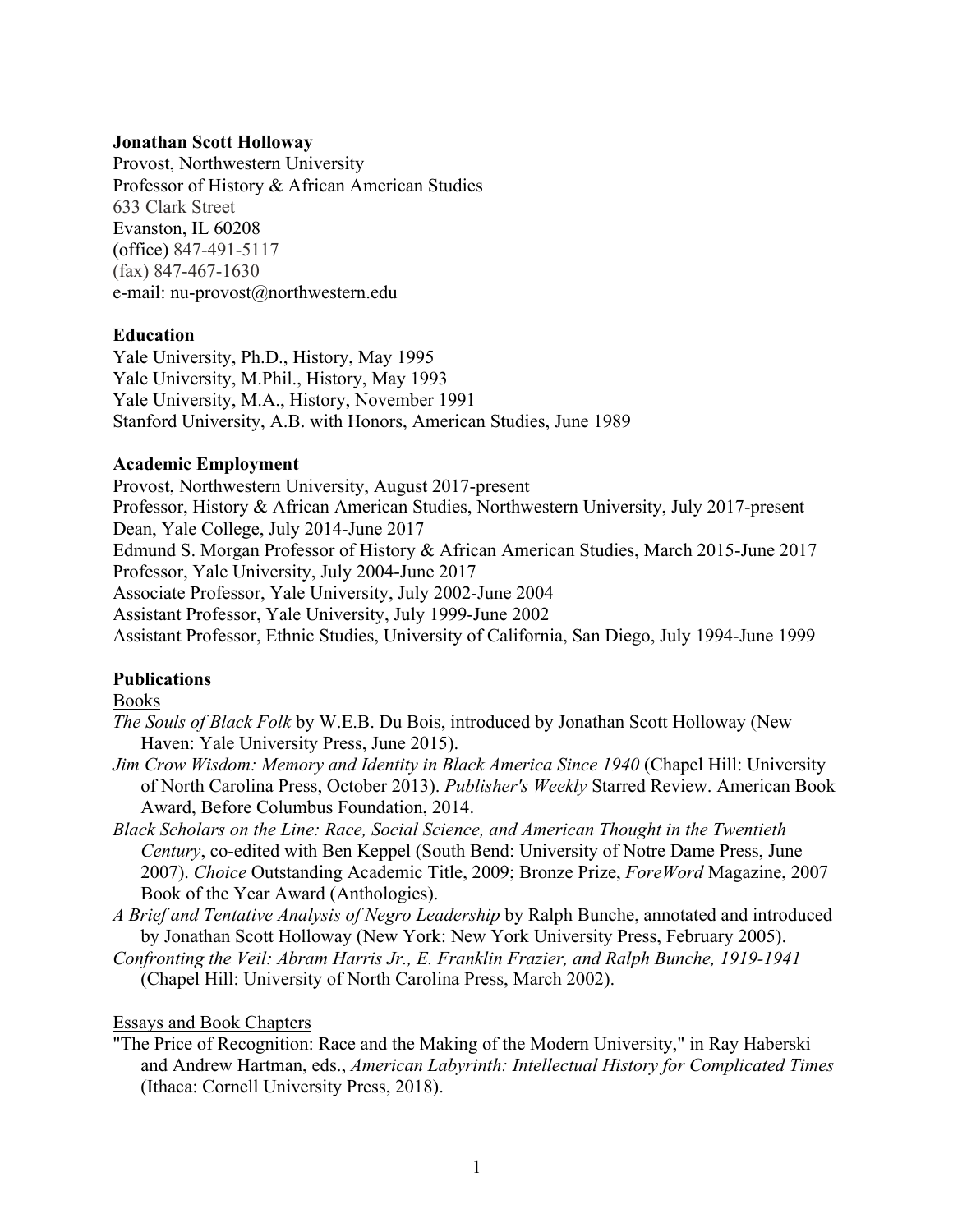**Jonathan Scott Holloway**
Provost, Northwestern University
Professor of History & African American Studies
633 Clark Street
Evanston, IL 60208
(office) 847-491-5117
(fax) 847-467-1630
e-mail: nu-provost@northwestern.edu

**Education**

Yale University, Ph.D., History, May 1995
Yale University, M.Phil., History, May 1993
Yale University, M.A., History, November 1991
Stanford University, A.B. with Honors, American Studies, June 1989

**Academic Employment**

Provost, Northwestern University, August 2017-present
Professor, History & African American Studies, Northwestern University, July 2017-present
Dean, Yale College, July 2014-June 2017
Edmund S. Morgan Professor of History & African American Studies, March 2015-June 2017
Professor, Yale University, July 2004-June 2017
Associate Professor, Yale University, July 2002-June 2004
Assistant Professor, Yale University, July 1999-June 2002
Assistant Professor, Ethnic Studies, University of California, San Diego, July 1994-June 1999

**Publications**

<u>Books</u>

*The Souls of Black Folk* by W.E.B. Du Bois, introduced by Jonathan Scott Holloway (New Haven: Yale University Press, June 2015).

*Jim Crow Wisdom: Memory and Identity in Black America Since 1940* (Chapel Hill: University of North Carolina Press, October 2013). *Publisher's Weekly* Starred Review. American Book Award, Before Columbus Foundation, 2014.

*Black Scholars on the Line: Race, Social Science, and American Thought in the Twentieth Century*, co-edited with Ben Keppel (South Bend: University of Notre Dame Press, June 2007). *Choice* Outstanding Academic Title, 2009; Bronze Prize, *ForeWord* Magazine, 2007 Book of the Year Award (Anthologies).

*A Brief and Tentative Analysis of Negro Leadership* by Ralph Bunche, annotated and introduced by Jonathan Scott Holloway (New York: New York University Press, February 2005).

*Confronting the Veil: Abram Harris Jr., E. Franklin Frazier, and Ralph Bunche, 1919-1941* (Chapel Hill: University of North Carolina Press, March 2002).

<u>Essays and Book Chapters</u>

"The Price of Recognition: Race and the Making of the Modern University," in Ray Haberski and Andrew Hartman, eds., *American Labyrinth: Intellectual History for Complicated Times* (Ithaca: Cornell University Press, 2018).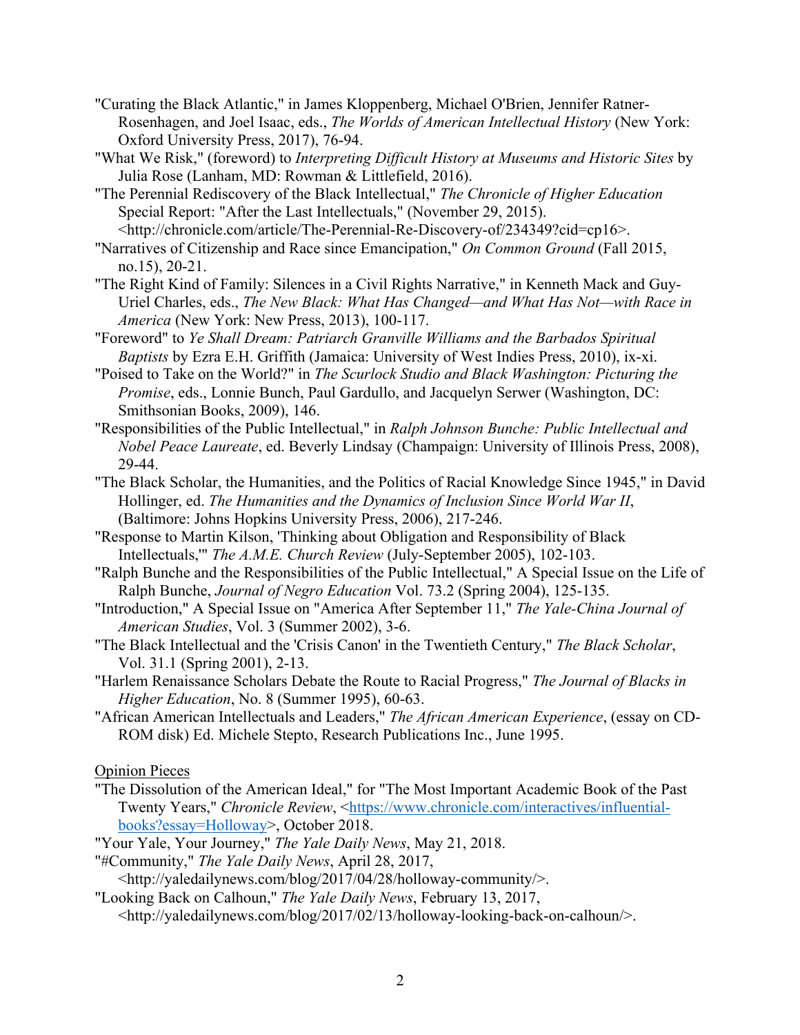"Curating the Black Atlantic," in James Kloppenberg, Michael O'Brien, Jennifer Ratner-Rosenhagen, and Joel Isaac, eds., *The Worlds of American Intellectual History* (New York: Oxford University Press, 2017), 76-94.

"What We Risk," (foreword) to *Interpreting Difficult History at Museums and Historic Sites* by Julia Rose (Lanham, MD: Rowman & Littlefield, 2016).

"The Perennial Rediscovery of the Black Intellectual," *The Chronicle of Higher Education* Special Report: "After the Last Intellectuals," (November 29, 2015). <http://chronicle.com/article/The-Perennial-Re-Discovery-of/234349?cid=cp16>.

"Narratives of Citizenship and Race since Emancipation," *On Common Ground* (Fall 2015, no.15), 20-21.

"The Right Kind of Family: Silences in a Civil Rights Narrative," in Kenneth Mack and Guy-Uriel Charles, eds., *The New Black: What Has Changed—and What Has Not—with Race in America* (New York: New Press, 2013), 100-117.

"Foreword" to *Ye Shall Dream: Patriarch Granville Williams and the Barbados Spiritual Baptists* by Ezra E.H. Griffith (Jamaica: University of West Indies Press, 2010), ix-xi.

"Poised to Take on the World?" in *The Scurlock Studio and Black Washington: Picturing the Promise*, eds., Lonnie Bunch, Paul Gardullo, and Jacquelyn Serwer (Washington, DC: Smithsonian Books, 2009), 146.

"Responsibilities of the Public Intellectual," in *Ralph Johnson Bunche: Public Intellectual and Nobel Peace Laureate*, ed. Beverly Lindsay (Champaign: University of Illinois Press, 2008), 29-44.

"The Black Scholar, the Humanities, and the Politics of Racial Knowledge Since 1945," in David Hollinger, ed. *The Humanities and the Dynamics of Inclusion Since World War II*, (Baltimore: Johns Hopkins University Press, 2006), 217-246.

"Response to Martin Kilson, 'Thinking about Obligation and Responsibility of Black Intellectuals,'" *The A.M.E. Church Review* (July-September 2005), 102-103.

"Ralph Bunche and the Responsibilities of the Public Intellectual," A Special Issue on the Life of Ralph Bunche, *Journal of Negro Education* Vol. 73.2 (Spring 2004), 125-135.

"Introduction," A Special Issue on "America After September 11," *The Yale-China Journal of American Studies*, Vol. 3 (Summer 2002), 3-6.

"The Black Intellectual and the 'Crisis Canon' in the Twentieth Century," *The Black Scholar*, Vol. 31.1 (Spring 2001), 2-13.

"Harlem Renaissance Scholars Debate the Route to Racial Progress," *The Journal of Blacks in Higher Education*, No. 8 (Summer 1995), 60-63.

"African American Intellectuals and Leaders," *The African American Experience*, (essay on CD-ROM disk) Ed. Michele Stepto, Research Publications Inc., June 1995.

Opinion Pieces

"The Dissolution of the American Ideal," for "The Most Important Academic Book of the Past Twenty Years," *Chronicle Review*, <https://www.chronicle.com/interactives/influential-books?essay=Holloway>, October 2018.

"Your Yale, Your Journey," *The Yale Daily News*, May 21, 2018.

"#Community," *The Yale Daily News*, April 28, 2017, <http://yaledailynews.com/blog/2017/04/28/holloway-community/>.

"Looking Back on Calhoun," *The Yale Daily News*, February 13, 2017, <http://yaledailynews.com/blog/2017/02/13/holloway-looking-back-on-calhoun/>.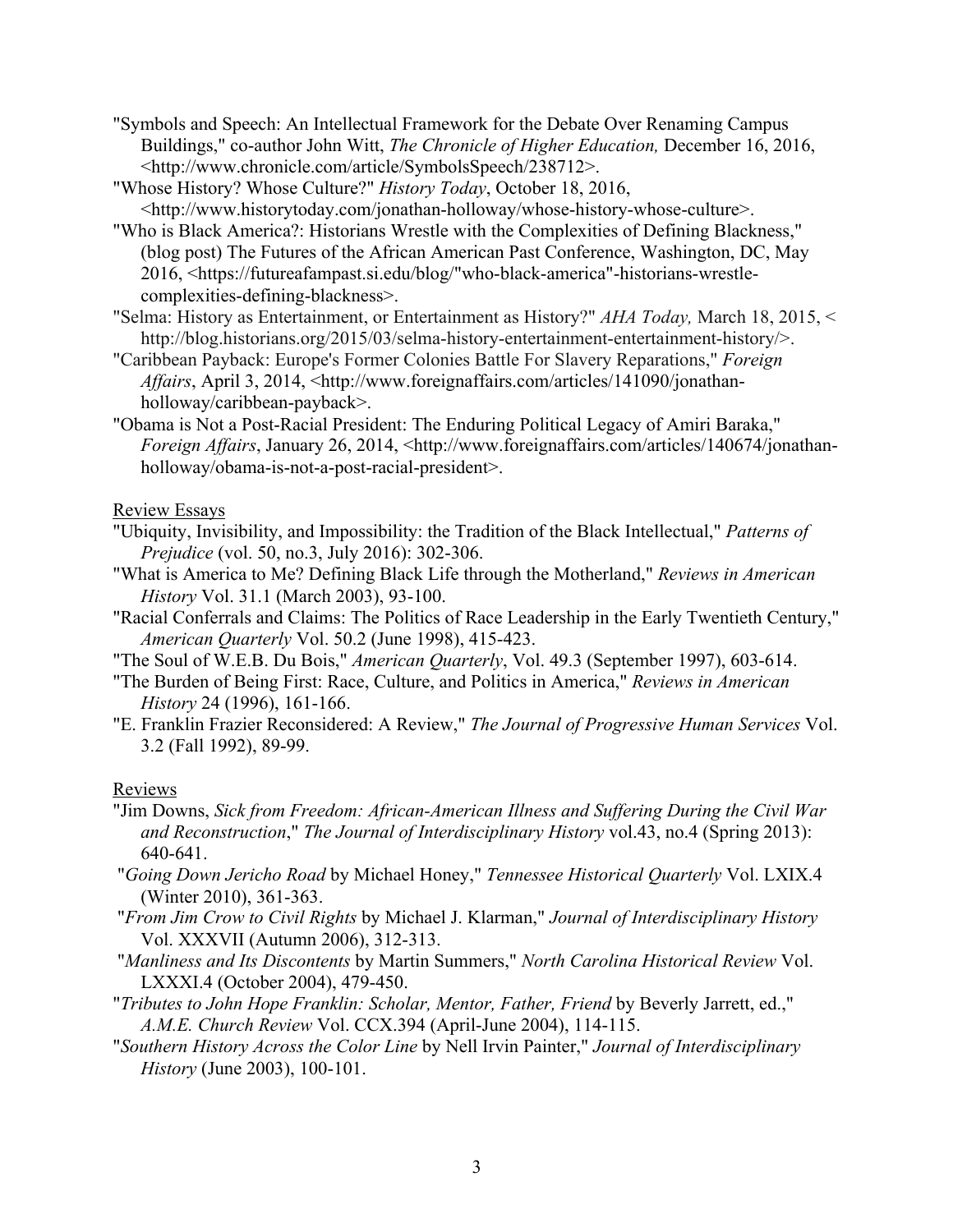"Symbols and Speech: An Intellectual Framework for the Debate Over Renaming Campus Buildings," co-author John Witt, *The Chronicle of Higher Education,* December 16, 2016, <http://www.chronicle.com/article/SymbolsSpeech/238712>.

"Whose History? Whose Culture?" *History Today*, October 18, 2016, <http://www.historytoday.com/jonathan-holloway/whose-history-whose-culture>.

"Who is Black America?: Historians Wrestle with the Complexities of Defining Blackness," (blog post) The Futures of the African American Past Conference, Washington, DC, May 2016, <https://futureafampast.si.edu/blog/"who-black-america"-historians-wrestle-complexities-defining-blackness>.

"Selma: History as Entertainment, or Entertainment as History?" *AHA Today,* March 18, 2015, < http://blog.historians.org/2015/03/selma-history-entertainment-entertainment-history/>.

"Caribbean Payback: Europe's Former Colonies Battle For Slavery Reparations," *Foreign Affairs*, April 3, 2014, <http://www.foreignaffairs.com/articles/141090/jonathan-holloway/caribbean-payback>.

"Obama is Not a Post-Racial President: The Enduring Political Legacy of Amiri Baraka," *Foreign Affairs*, January 26, 2014, <http://www.foreignaffairs.com/articles/140674/jonathan-holloway/obama-is-not-a-post-racial-president>.

Review Essays

"Ubiquity, Invisibility, and Impossibility: the Tradition of the Black Intellectual," *Patterns of Prejudice* (vol. 50, no.3, July 2016): 302-306.

"What is America to Me? Defining Black Life through the Motherland," *Reviews in American History* Vol. 31.1 (March 2003), 93-100.

"Racial Conferrals and Claims: The Politics of Race Leadership in the Early Twentieth Century," *American Quarterly* Vol. 50.2 (June 1998), 415-423.

"The Soul of W.E.B. Du Bois," *American Quarterly*, Vol. 49.3 (September 1997), 603-614.

"The Burden of Being First: Race, Culture, and Politics in America," *Reviews in American History* 24 (1996), 161-166.

"E. Franklin Frazier Reconsidered: A Review," *The Journal of Progressive Human Services* Vol. 3.2 (Fall 1992), 89-99.

Reviews

"Jim Downs, *Sick from Freedom: African-American Illness and Suffering During the Civil War and Reconstruction*," *The Journal of Interdisciplinary History* vol.43, no.4 (Spring 2013): 640-641.

"*Going Down Jericho Road* by Michael Honey," *Tennessee Historical Quarterly* Vol. LXIX.4 (Winter 2010), 361-363.

"*From Jim Crow to Civil Rights* by Michael J. Klarman," *Journal of Interdisciplinary History* Vol. XXXVII (Autumn 2006), 312-313.

"*Manliness and Its Discontents* by Martin Summers," *North Carolina Historical Review* Vol. LXXXI.4 (October 2004), 479-450.

"*Tributes to John Hope Franklin: Scholar, Mentor, Father, Friend* by Beverly Jarrett, ed.," *A.M.E. Church Review* Vol. CCX.394 (April-June 2004), 114-115.

"*Southern History Across the Color Line* by Nell Irvin Painter," *Journal of Interdisciplinary History* (June 2003), 100-101.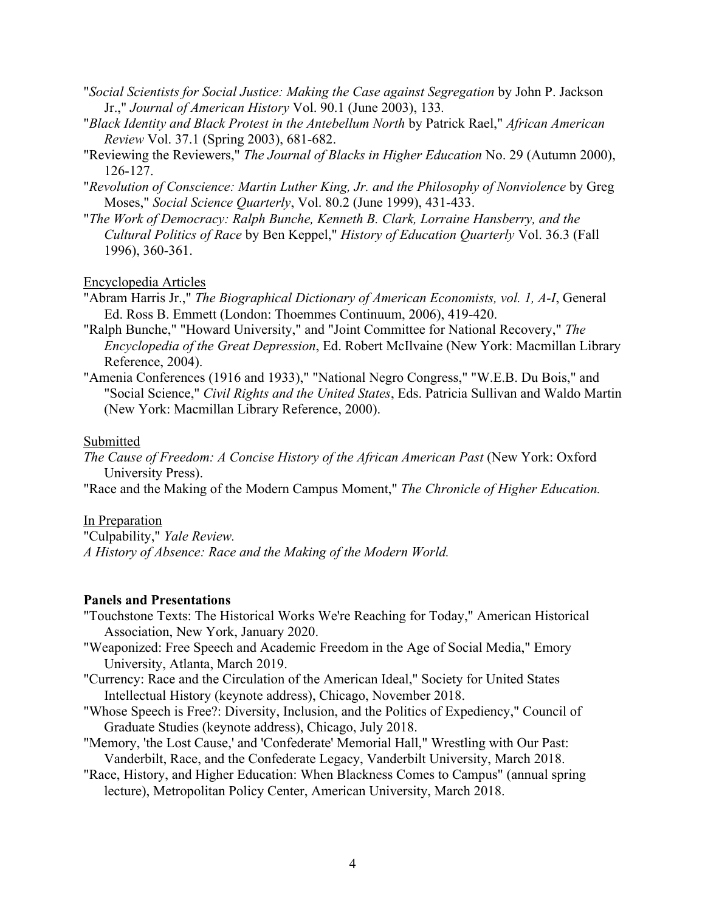"*Social Scientists for Social Justice: Making the Case against Segregation* by John P. Jackson Jr.," *Journal of American History* Vol. 90.1 (June 2003), 133.

"*Black Identity and Black Protest in the Antebellum North* by Patrick Rael," *African American Review* Vol. 37.1 (Spring 2003), 681-682.

"Reviewing the Reviewers," *The Journal of Blacks in Higher Education* No. 29 (Autumn 2000), 126-127.

"*Revolution of Conscience: Martin Luther King, Jr. and the Philosophy of Nonviolence* by Greg Moses," *Social Science Quarterly*, Vol. 80.2 (June 1999), 431-433.

"*The Work of Democracy: Ralph Bunche, Kenneth B. Clark, Lorraine Hansberry, and the Cultural Politics of Race* by Ben Keppel," *History of Education Quarterly* Vol. 36.3 (Fall 1996), 360-361.

<u>Encyclopedia Articles</u>

"Abram Harris Jr.," *The Biographical Dictionary of American Economists, vol. 1, A-I*, General Ed. Ross B. Emmett (London: Thoemmes Continuum, 2006), 419-420.

"Ralph Bunche," "Howard University," and "Joint Committee for National Recovery," *The Encyclopedia of the Great Depression*, Ed. Robert McIlvaine (New York: Macmillan Library Reference, 2004).

"Amenia Conferences (1916 and 1933)," "National Negro Congress," "W.E.B. Du Bois," and "Social Science," *Civil Rights and the United States*, Eds. Patricia Sullivan and Waldo Martin (New York: Macmillan Library Reference, 2000).

<u>Submitted</u>

*The Cause of Freedom: A Concise History of the African American Past* (New York: Oxford University Press).

"Race and the Making of the Modern Campus Moment," *The Chronicle of Higher Education.*

<u>In Preparation</u>

"Culpability," *Yale Review.*

*A History of Absence: Race and the Making of the Modern World.*

**Panels and Presentations**

"Touchstone Texts: The Historical Works We're Reaching for Today," American Historical Association, New York, January 2020.

"Weaponized: Free Speech and Academic Freedom in the Age of Social Media," Emory University, Atlanta, March 2019.

"Currency: Race and the Circulation of the American Ideal," Society for United States Intellectual History (keynote address), Chicago, November 2018.

"Whose Speech is Free?: Diversity, Inclusion, and the Politics of Expediency," Council of Graduate Studies (keynote address), Chicago, July 2018.

"Memory, 'the Lost Cause,' and 'Confederate' Memorial Hall," Wrestling with Our Past: Vanderbilt, Race, and the Confederate Legacy, Vanderbilt University, March 2018.

"Race, History, and Higher Education: When Blackness Comes to Campus" (annual spring lecture), Metropolitan Policy Center, American University, March 2018.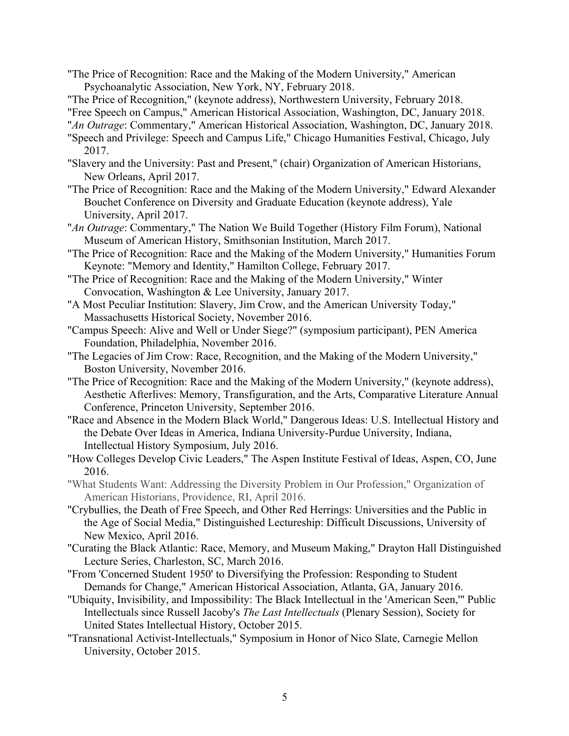"The Price of Recognition: Race and the Making of the Modern University," American Psychoanalytic Association, New York, NY, February 2018.

"The Price of Recognition," (keynote address), Northwestern University, February 2018.

"Free Speech on Campus," American Historical Association, Washington, DC, January 2018.

"*An Outrage*: Commentary," American Historical Association, Washington, DC, January 2018.

"Speech and Privilege: Speech and Campus Life," Chicago Humanities Festival, Chicago, July 2017.

"Slavery and the University: Past and Present," (chair) Organization of American Historians, New Orleans, April 2017.

"The Price of Recognition: Race and the Making of the Modern University," Edward Alexander Bouchet Conference on Diversity and Graduate Education (keynote address), Yale University, April 2017.

"*An Outrage*: Commentary," The Nation We Build Together (History Film Forum), National Museum of American History, Smithsonian Institution, March 2017.

"The Price of Recognition: Race and the Making of the Modern University," Humanities Forum Keynote: "Memory and Identity," Hamilton College, February 2017.

"The Price of Recognition: Race and the Making of the Modern University," Winter Convocation, Washington & Lee University, January 2017.

"A Most Peculiar Institution: Slavery, Jim Crow, and the American University Today," Massachusetts Historical Society, November 2016.

"Campus Speech: Alive and Well or Under Siege?" (symposium participant), PEN America Foundation, Philadelphia, November 2016.

"The Legacies of Jim Crow: Race, Recognition, and the Making of the Modern University," Boston University, November 2016.

"The Price of Recognition: Race and the Making of the Modern University," (keynote address), Aesthetic Afterlives: Memory, Transfiguration, and the Arts, Comparative Literature Annual Conference, Princeton University, September 2016.

"Race and Absence in the Modern Black World," Dangerous Ideas: U.S. Intellectual History and the Debate Over Ideas in America, Indiana University-Purdue University, Indiana, Intellectual History Symposium, July 2016.

"How Colleges Develop Civic Leaders," The Aspen Institute Festival of Ideas, Aspen, CO, June 2016.

"What Students Want: Addressing the Diversity Problem in Our Profession," Organization of American Historians, Providence, RI, April 2016.

"Crybullies, the Death of Free Speech, and Other Red Herrings: Universities and the Public in the Age of Social Media," Distinguished Lectureship: Difficult Discussions, University of New Mexico, April 2016.

"Curating the Black Atlantic: Race, Memory, and Museum Making," Drayton Hall Distinguished Lecture Series, Charleston, SC, March 2016.

"From 'Concerned Student 1950' to Diversifying the Profession: Responding to Student Demands for Change," American Historical Association, Atlanta, GA, January 2016.

"Ubiquity, Invisibility, and Impossibility: The Black Intellectual in the 'American Seen,'" Public Intellectuals since Russell Jacoby's *The Last Intellectuals* (Plenary Session), Society for United States Intellectual History, October 2015.

"Transnational Activist-Intellectuals," Symposium in Honor of Nico Slate, Carnegie Mellon University, October 2015.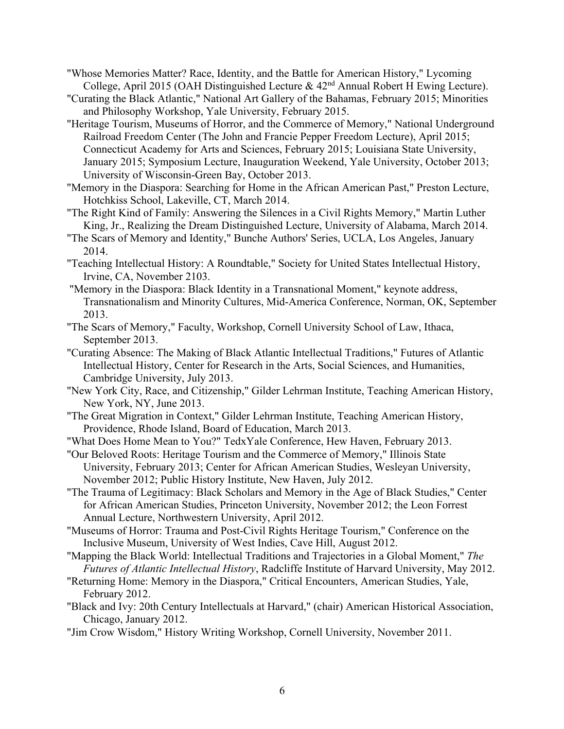"Whose Memories Matter? Race, Identity, and the Battle for American History," Lycoming College, April 2015 (OAH Distinguished Lecture & 42nd Annual Robert H Ewing Lecture).

"Curating the Black Atlantic," National Art Gallery of the Bahamas, February 2015; Minorities and Philosophy Workshop, Yale University, February 2015.

"Heritage Tourism, Museums of Horror, and the Commerce of Memory," National Underground Railroad Freedom Center (The John and Francie Pepper Freedom Lecture), April 2015; Connecticut Academy for Arts and Sciences, February 2015; Louisiana State University, January 2015; Symposium Lecture, Inauguration Weekend, Yale University, October 2013; University of Wisconsin-Green Bay, October 2013.

"Memory in the Diaspora: Searching for Home in the African American Past," Preston Lecture, Hotchkiss School, Lakeville, CT, March 2014.

"The Right Kind of Family: Answering the Silences in a Civil Rights Memory," Martin Luther King, Jr., Realizing the Dream Distinguished Lecture, University of Alabama, March 2014.

"The Scars of Memory and Identity," Bunche Authors' Series, UCLA, Los Angeles, January 2014.

"Teaching Intellectual History: A Roundtable," Society for United States Intellectual History, Irvine, CA, November 2103.

"Memory in the Diaspora: Black Identity in a Transnational Moment," keynote address, Transnationalism and Minority Cultures, Mid-America Conference, Norman, OK, September 2013.

"The Scars of Memory," Faculty, Workshop, Cornell University School of Law, Ithaca, September 2013.

"Curating Absence: The Making of Black Atlantic Intellectual Traditions," Futures of Atlantic Intellectual History, Center for Research in the Arts, Social Sciences, and Humanities, Cambridge University, July 2013.

"New York City, Race, and Citizenship," Gilder Lehrman Institute, Teaching American History, New York, NY, June 2013.

"The Great Migration in Context," Gilder Lehrman Institute, Teaching American History, Providence, Rhode Island, Board of Education, March 2013.

"What Does Home Mean to You?" TedxYale Conference, Hew Haven, February 2013.

"Our Beloved Roots: Heritage Tourism and the Commerce of Memory," Illinois State University, February 2013; Center for African American Studies, Wesleyan University, November 2012; Public History Institute, New Haven, July 2012.

"The Trauma of Legitimacy: Black Scholars and Memory in the Age of Black Studies," Center for African American Studies, Princeton University, November 2012; the Leon Forrest Annual Lecture, Northwestern University, April 2012.

"Museums of Horror: Trauma and Post-Civil Rights Heritage Tourism," Conference on the Inclusive Museum, University of West Indies, Cave Hill, August 2012.

"Mapping the Black World: Intellectual Traditions and Trajectories in a Global Moment," *The Futures of Atlantic Intellectual History*, Radcliffe Institute of Harvard University, May 2012.

"Returning Home: Memory in the Diaspora," Critical Encounters, American Studies, Yale, February 2012.

"Black and Ivy: 20th Century Intellectuals at Harvard," (chair) American Historical Association, Chicago, January 2012.

"Jim Crow Wisdom," History Writing Workshop, Cornell University, November 2011.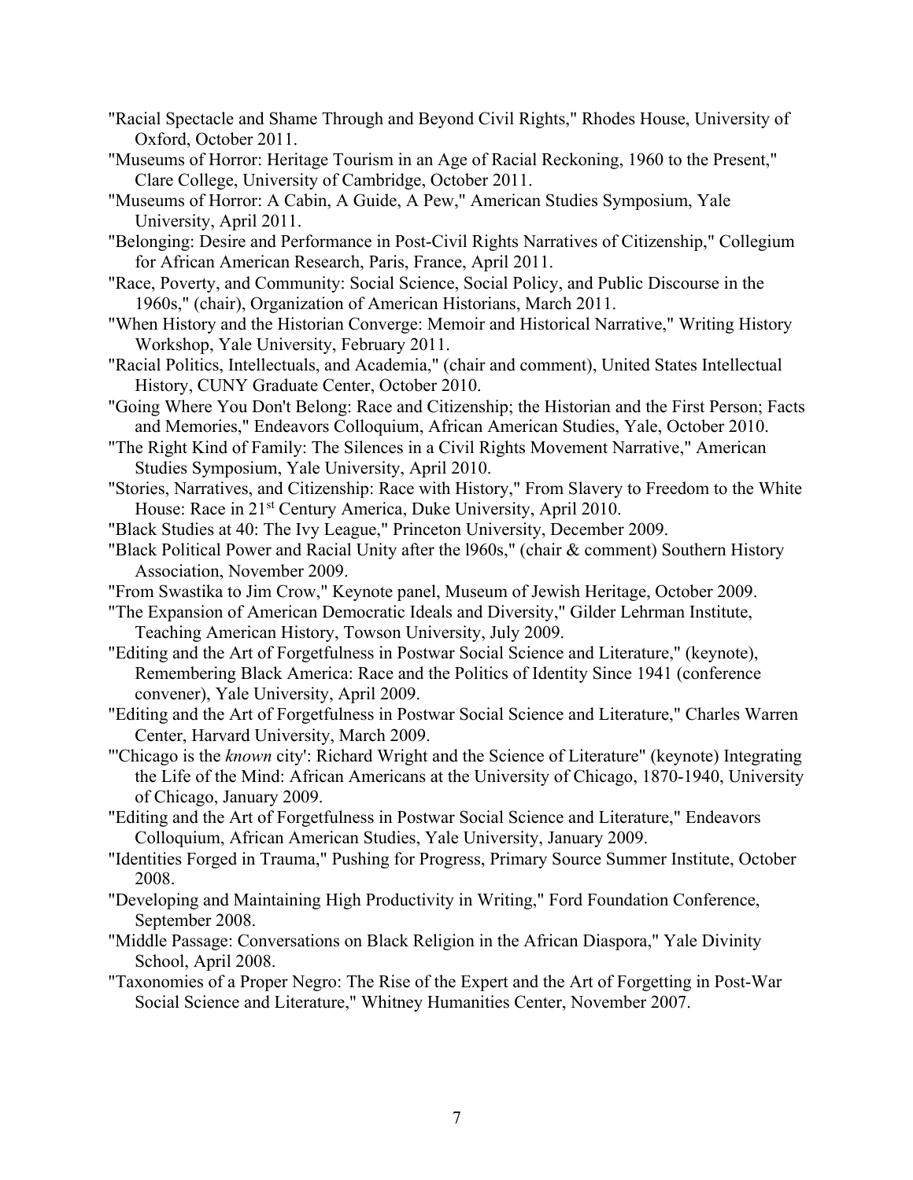"Racial Spectacle and Shame Through and Beyond Civil Rights," Rhodes House, University of Oxford, October 2011.

"Museums of Horror: Heritage Tourism in an Age of Racial Reckoning, 1960 to the Present," Clare College, University of Cambridge, October 2011.

"Museums of Horror: A Cabin, A Guide, A Pew," American Studies Symposium, Yale University, April 2011.

"Belonging: Desire and Performance in Post-Civil Rights Narratives of Citizenship," Collegium for African American Research, Paris, France, April 2011.

"Race, Poverty, and Community: Social Science, Social Policy, and Public Discourse in the 1960s," (chair), Organization of American Historians, March 2011.

"When History and the Historian Converge: Memoir and Historical Narrative," Writing History Workshop, Yale University, February 2011.

"Racial Politics, Intellectuals, and Academia," (chair and comment), United States Intellectual History, CUNY Graduate Center, October 2010.

"Going Where You Don't Belong: Race and Citizenship; the Historian and the First Person; Facts and Memories," Endeavors Colloquium, African American Studies, Yale, October 2010.

"The Right Kind of Family: The Silences in a Civil Rights Movement Narrative," American Studies Symposium, Yale University, April 2010.

"Stories, Narratives, and Citizenship: Race with History," From Slavery to Freedom to the White House: Race in 21st Century America, Duke University, April 2010.

"Black Studies at 40: The Ivy League," Princeton University, December 2009.

"Black Political Power and Racial Unity after the l960s," (chair & comment) Southern History Association, November 2009.

"From Swastika to Jim Crow," Keynote panel, Museum of Jewish Heritage, October 2009.

"The Expansion of American Democratic Ideals and Diversity," Gilder Lehrman Institute, Teaching American History, Towson University, July 2009.

"Editing and the Art of Forgetfulness in Postwar Social Science and Literature," (keynote), Remembering Black America: Race and the Politics of Identity Since 1941 (conference convener), Yale University, April 2009.

"Editing and the Art of Forgetfulness in Postwar Social Science and Literature," Charles Warren Center, Harvard University, March 2009.

"'Chicago is the *known* city': Richard Wright and the Science of Literature" (keynote) Integrating the Life of the Mind: African Americans at the University of Chicago, 1870-1940, University of Chicago, January 2009.

"Editing and the Art of Forgetfulness in Postwar Social Science and Literature," Endeavors Colloquium, African American Studies, Yale University, January 2009.

"Identities Forged in Trauma," Pushing for Progress, Primary Source Summer Institute, October 2008.

"Developing and Maintaining High Productivity in Writing," Ford Foundation Conference, September 2008.

"Middle Passage: Conversations on Black Religion in the African Diaspora," Yale Divinity School, April 2008.

"Taxonomies of a Proper Negro: The Rise of the Expert and the Art of Forgetting in Post-War Social Science and Literature," Whitney Humanities Center, November 2007.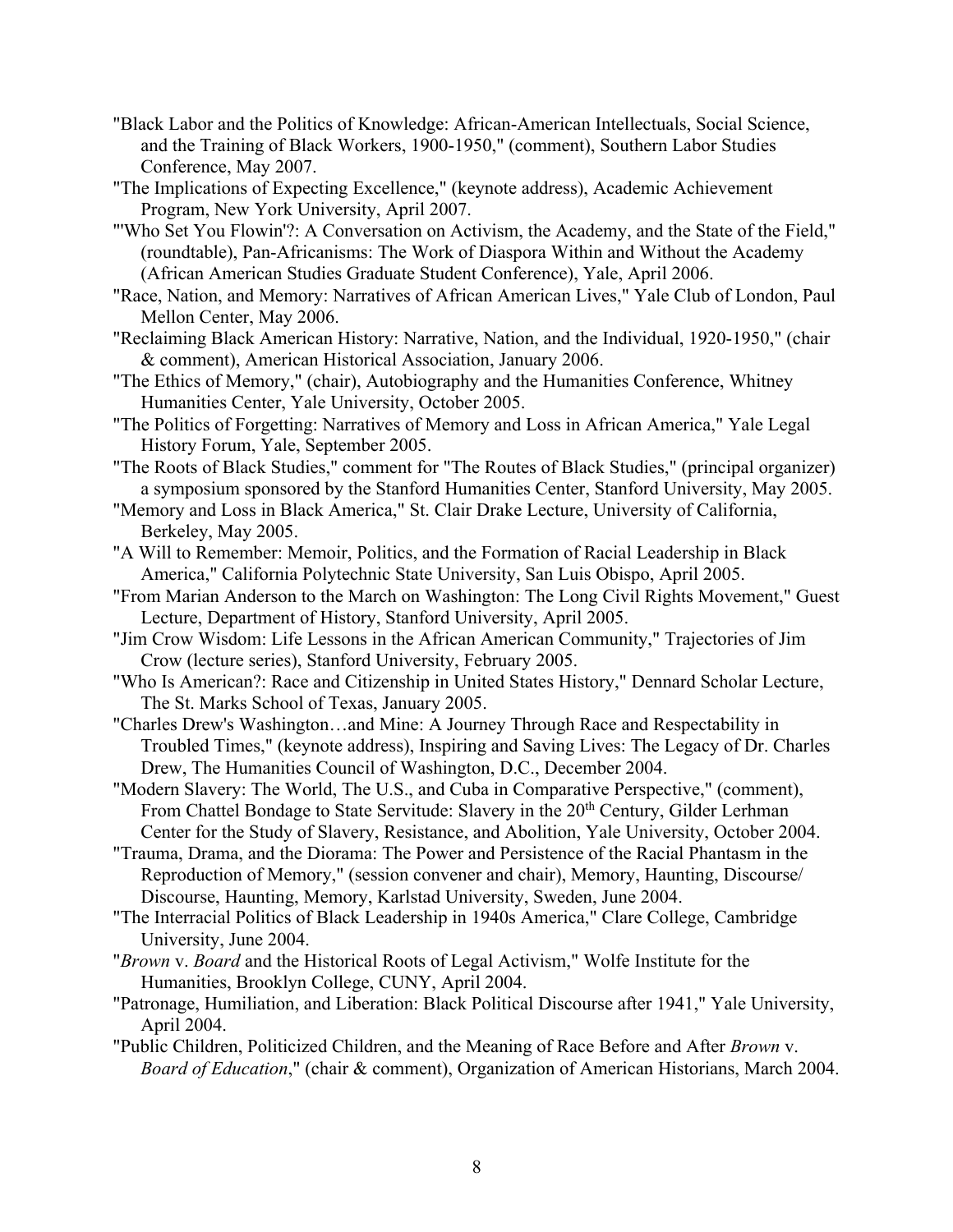"Black Labor and the Politics of Knowledge: African-American Intellectuals, Social Science, and the Training of Black Workers, 1900-1950," (comment), Southern Labor Studies Conference, May 2007.

"The Implications of Expecting Excellence," (keynote address), Academic Achievement Program, New York University, April 2007.

"'Who Set You Flowin'?: A Conversation on Activism, the Academy, and the State of the Field," (roundtable), Pan-Africanisms: The Work of Diaspora Within and Without the Academy (African American Studies Graduate Student Conference), Yale, April 2006.

"Race, Nation, and Memory: Narratives of African American Lives," Yale Club of London, Paul Mellon Center, May 2006.

"Reclaiming Black American History: Narrative, Nation, and the Individual, 1920-1950," (chair & comment), American Historical Association, January 2006.

"The Ethics of Memory," (chair), Autobiography and the Humanities Conference, Whitney Humanities Center, Yale University, October 2005.

"The Politics of Forgetting: Narratives of Memory and Loss in African America," Yale Legal History Forum, Yale, September 2005.

"The Roots of Black Studies," comment for "The Routes of Black Studies," (principal organizer) a symposium sponsored by the Stanford Humanities Center, Stanford University, May 2005.

"Memory and Loss in Black America," St. Clair Drake Lecture, University of California, Berkeley, May 2005.

"A Will to Remember: Memoir, Politics, and the Formation of Racial Leadership in Black America," California Polytechnic State University, San Luis Obispo, April 2005.

"From Marian Anderson to the March on Washington: The Long Civil Rights Movement," Guest Lecture, Department of History, Stanford University, April 2005.

"Jim Crow Wisdom: Life Lessons in the African American Community," Trajectories of Jim Crow (lecture series), Stanford University, February 2005.

"Who Is American?: Race and Citizenship in United States History," Dennard Scholar Lecture, The St. Marks School of Texas, January 2005.

"Charles Drew's Washington…and Mine: A Journey Through Race and Respectability in Troubled Times," (keynote address), Inspiring and Saving Lives: The Legacy of Dr. Charles Drew, The Humanities Council of Washington, D.C., December 2004.

"Modern Slavery: The World, The U.S., and Cuba in Comparative Perspective," (comment), From Chattel Bondage to State Servitude: Slavery in the 20th Century, Gilder Lerhman Center for the Study of Slavery, Resistance, and Abolition, Yale University, October 2004.

"Trauma, Drama, and the Diorama: The Power and Persistence of the Racial Phantasm in the Reproduction of Memory," (session convener and chair), Memory, Haunting, Discourse/ Discourse, Haunting, Memory, Karlstad University, Sweden, June 2004.

"The Interracial Politics of Black Leadership in 1940s America," Clare College, Cambridge University, June 2004.

"*Brown* v. *Board* and the Historical Roots of Legal Activism," Wolfe Institute for the Humanities, Brooklyn College, CUNY, April 2004.

"Patronage, Humiliation, and Liberation: Black Political Discourse after 1941," Yale University, April 2004.

"Public Children, Politicized Children, and the Meaning of Race Before and After *Brown* v. *Board of Education*," (chair & comment), Organization of American Historians, March 2004.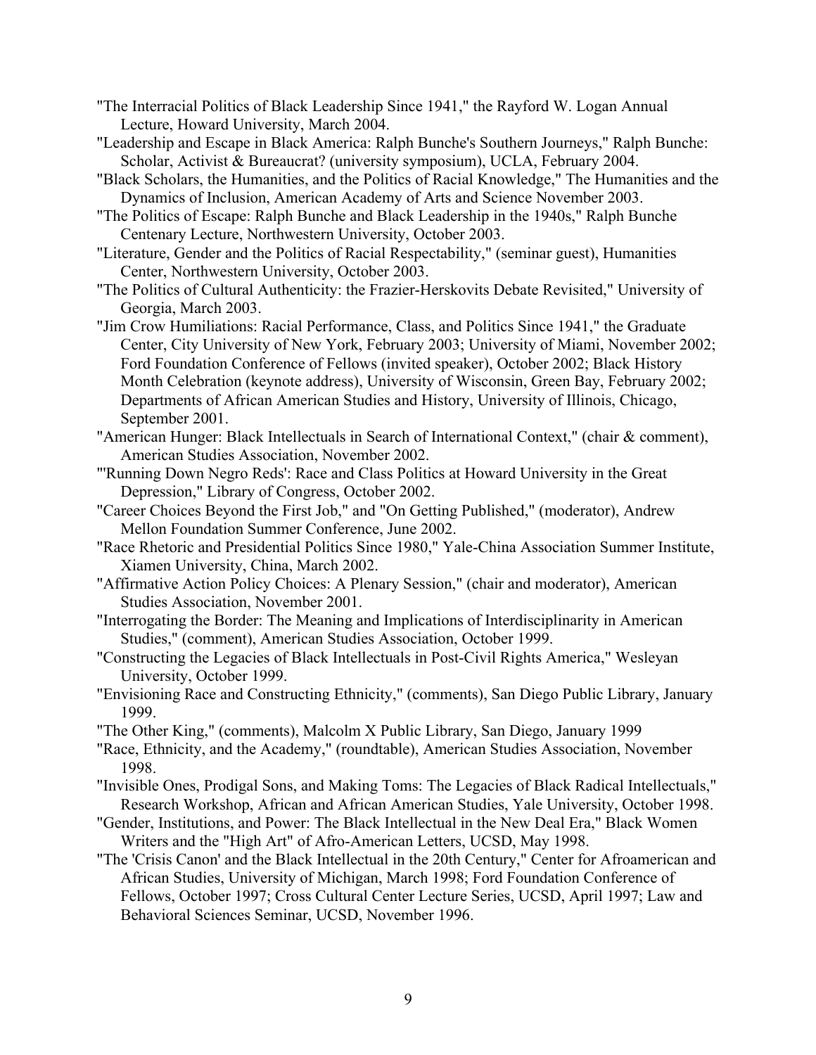"The Interracial Politics of Black Leadership Since 1941," the Rayford W. Logan Annual Lecture, Howard University, March 2004.

"Leadership and Escape in Black America: Ralph Bunche's Southern Journeys," Ralph Bunche: Scholar, Activist & Bureaucrat? (university symposium), UCLA, February 2004.

"Black Scholars, the Humanities, and the Politics of Racial Knowledge," The Humanities and the Dynamics of Inclusion, American Academy of Arts and Science November 2003.

"The Politics of Escape: Ralph Bunche and Black Leadership in the 1940s," Ralph Bunche Centenary Lecture, Northwestern University, October 2003.

"Literature, Gender and the Politics of Racial Respectability," (seminar guest), Humanities Center, Northwestern University, October 2003.

"The Politics of Cultural Authenticity: the Frazier-Herskovits Debate Revisited," University of Georgia, March 2003.

"Jim Crow Humiliations: Racial Performance, Class, and Politics Since 1941," the Graduate Center, City University of New York, February 2003; University of Miami, November 2002; Ford Foundation Conference of Fellows (invited speaker), October 2002; Black History Month Celebration (keynote address), University of Wisconsin, Green Bay, February 2002; Departments of African American Studies and History, University of Illinois, Chicago, September 2001.

"American Hunger: Black Intellectuals in Search of International Context," (chair & comment), American Studies Association, November 2002.

"'Running Down Negro Reds': Race and Class Politics at Howard University in the Great Depression," Library of Congress, October 2002.

"Career Choices Beyond the First Job," and "On Getting Published," (moderator), Andrew Mellon Foundation Summer Conference, June 2002.

"Race Rhetoric and Presidential Politics Since 1980," Yale-China Association Summer Institute, Xiamen University, China, March 2002.

"Affirmative Action Policy Choices: A Plenary Session," (chair and moderator), American Studies Association, November 2001.

"Interrogating the Border: The Meaning and Implications of Interdisciplinarity in American Studies," (comment), American Studies Association, October 1999.

"Constructing the Legacies of Black Intellectuals in Post-Civil Rights America," Wesleyan University, October 1999.

"Envisioning Race and Constructing Ethnicity," (comments), San Diego Public Library, January 1999.

"The Other King," (comments), Malcolm X Public Library, San Diego, January 1999

"Race, Ethnicity, and the Academy," (roundtable), American Studies Association, November 1998.

"Invisible Ones, Prodigal Sons, and Making Toms: The Legacies of Black Radical Intellectuals," Research Workshop, African and African American Studies, Yale University, October 1998.

"Gender, Institutions, and Power: The Black Intellectual in the New Deal Era," Black Women Writers and the "High Art" of Afro-American Letters, UCSD, May 1998.

"The 'Crisis Canon' and the Black Intellectual in the 20th Century," Center for Afroamerican and African Studies, University of Michigan, March 1998; Ford Foundation Conference of Fellows, October 1997; Cross Cultural Center Lecture Series, UCSD, April 1997; Law and Behavioral Sciences Seminar, UCSD, November 1996.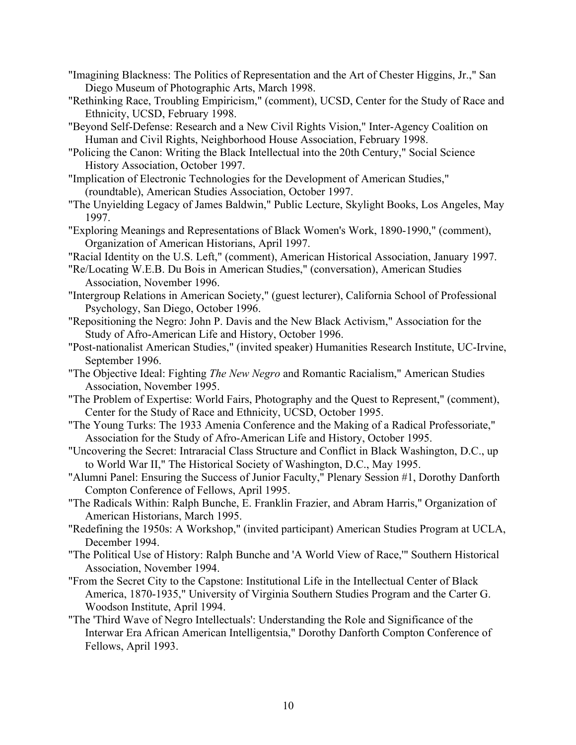"Imagining Blackness: The Politics of Representation and the Art of Chester Higgins, Jr.," San Diego Museum of Photographic Arts, March 1998.

"Rethinking Race, Troubling Empiricism," (comment), UCSD, Center for the Study of Race and Ethnicity, UCSD, February 1998.

"Beyond Self-Defense: Research and a New Civil Rights Vision," Inter-Agency Coalition on Human and Civil Rights, Neighborhood House Association, February 1998.

"Policing the Canon: Writing the Black Intellectual into the 20th Century," Social Science History Association, October 1997.

"Implication of Electronic Technologies for the Development of American Studies," (roundtable), American Studies Association, October 1997.

"The Unyielding Legacy of James Baldwin," Public Lecture, Skylight Books, Los Angeles, May 1997.

"Exploring Meanings and Representations of Black Women's Work, 1890-1990," (comment), Organization of American Historians, April 1997.

"Racial Identity on the U.S. Left," (comment), American Historical Association, January 1997.

"Re/Locating W.E.B. Du Bois in American Studies," (conversation), American Studies Association, November 1996.

"Intergroup Relations in American Society," (guest lecturer), California School of Professional Psychology, San Diego, October 1996.

"Repositioning the Negro: John P. Davis and the New Black Activism," Association for the Study of Afro-American Life and History, October 1996.

"Post-nationalist American Studies," (invited speaker) Humanities Research Institute, UC-Irvine, September 1996.

"The Objective Ideal: Fighting *The New Negro* and Romantic Racialism," American Studies Association, November 1995.

"The Problem of Expertise: World Fairs, Photography and the Quest to Represent," (comment), Center for the Study of Race and Ethnicity, UCSD, October 1995.

"The Young Turks: The 1933 Amenia Conference and the Making of a Radical Professoriate," Association for the Study of Afro-American Life and History, October 1995.

"Uncovering the Secret: Intraracial Class Structure and Conflict in Black Washington, D.C., up to World War II," The Historical Society of Washington, D.C., May 1995.

"Alumni Panel: Ensuring the Success of Junior Faculty," Plenary Session #1, Dorothy Danforth Compton Conference of Fellows, April 1995.

"The Radicals Within: Ralph Bunche, E. Franklin Frazier, and Abram Harris," Organization of American Historians, March 1995.

"Redefining the 1950s: A Workshop," (invited participant) American Studies Program at UCLA, December 1994.

"The Political Use of History: Ralph Bunche and 'A World View of Race,'" Southern Historical Association, November 1994.

"From the Secret City to the Capstone: Institutional Life in the Intellectual Center of Black America, 1870-1935," University of Virginia Southern Studies Program and the Carter G. Woodson Institute, April 1994.

"The 'Third Wave of Negro Intellectuals': Understanding the Role and Significance of the Interwar Era African American Intelligentsia," Dorothy Danforth Compton Conference of Fellows, April 1993.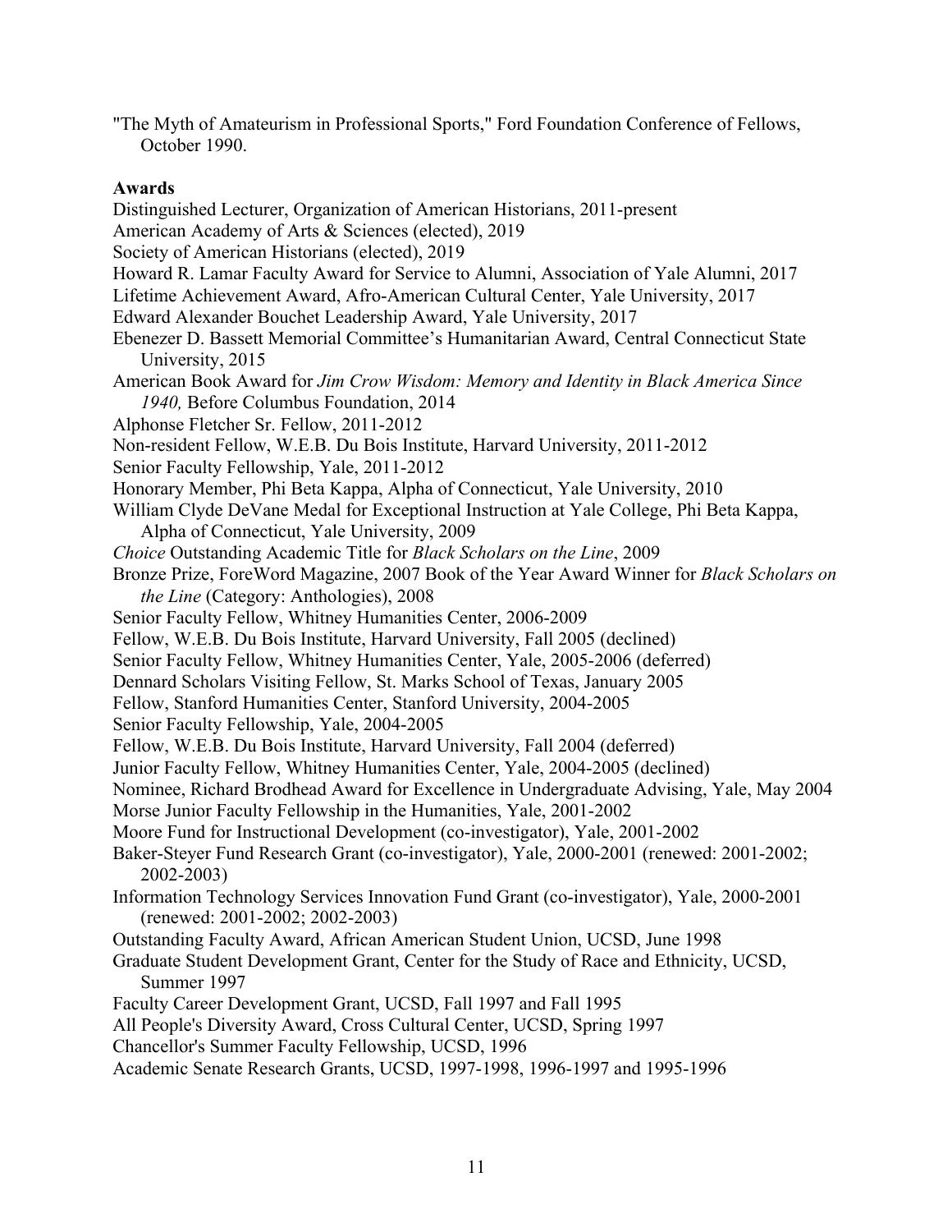"The Myth of Amateurism in Professional Sports," Ford Foundation Conference of Fellows, October 1990.

**Awards**

Distinguished Lecturer, Organization of American Historians, 2011-present
American Academy of Arts & Sciences (elected), 2019
Society of American Historians (elected), 2019
Howard R. Lamar Faculty Award for Service to Alumni, Association of Yale Alumni, 2017
Lifetime Achievement Award, Afro-American Cultural Center, Yale University, 2017
Edward Alexander Bouchet Leadership Award, Yale University, 2017
Ebenezer D. Bassett Memorial Committee's Humanitarian Award, Central Connecticut State University, 2015
American Book Award for *Jim Crow Wisdom: Memory and Identity in Black America Since 1940,* Before Columbus Foundation, 2014
Alphonse Fletcher Sr. Fellow, 2011-2012
Non-resident Fellow, W.E.B. Du Bois Institute, Harvard University, 2011-2012
Senior Faculty Fellowship, Yale, 2011-2012
Honorary Member, Phi Beta Kappa, Alpha of Connecticut, Yale University, 2010
William Clyde DeVane Medal for Exceptional Instruction at Yale College, Phi Beta Kappa, Alpha of Connecticut, Yale University, 2009
*Choice* Outstanding Academic Title for *Black Scholars on the Line*, 2009
Bronze Prize, ForeWord Magazine, 2007 Book of the Year Award Winner for *Black Scholars on the Line* (Category: Anthologies), 2008
Senior Faculty Fellow, Whitney Humanities Center, 2006-2009
Fellow, W.E.B. Du Bois Institute, Harvard University, Fall 2005 (declined)
Senior Faculty Fellow, Whitney Humanities Center, Yale, 2005-2006 (deferred)
Dennard Scholars Visiting Fellow, St. Marks School of Texas, January 2005
Fellow, Stanford Humanities Center, Stanford University, 2004-2005
Senior Faculty Fellowship, Yale, 2004-2005
Fellow, W.E.B. Du Bois Institute, Harvard University, Fall 2004 (deferred)
Junior Faculty Fellow, Whitney Humanities Center, Yale, 2004-2005 (declined)
Nominee, Richard Brodhead Award for Excellence in Undergraduate Advising, Yale, May 2004
Morse Junior Faculty Fellowship in the Humanities, Yale, 2001-2002
Moore Fund for Instructional Development (co-investigator), Yale, 2001-2002
Baker-Steyer Fund Research Grant (co-investigator), Yale, 2000-2001 (renewed: 2001-2002; 2002-2003)
Information Technology Services Innovation Fund Grant (co-investigator), Yale, 2000-2001 (renewed: 2001-2002; 2002-2003)
Outstanding Faculty Award, African American Student Union, UCSD, June 1998
Graduate Student Development Grant, Center for the Study of Race and Ethnicity, UCSD, Summer 1997
Faculty Career Development Grant, UCSD, Fall 1997 and Fall 1995
All People's Diversity Award, Cross Cultural Center, UCSD, Spring 1997
Chancellor's Summer Faculty Fellowship, UCSD, 1996
Academic Senate Research Grants, UCSD, 1997-1998, 1996-1997 and 1995-1996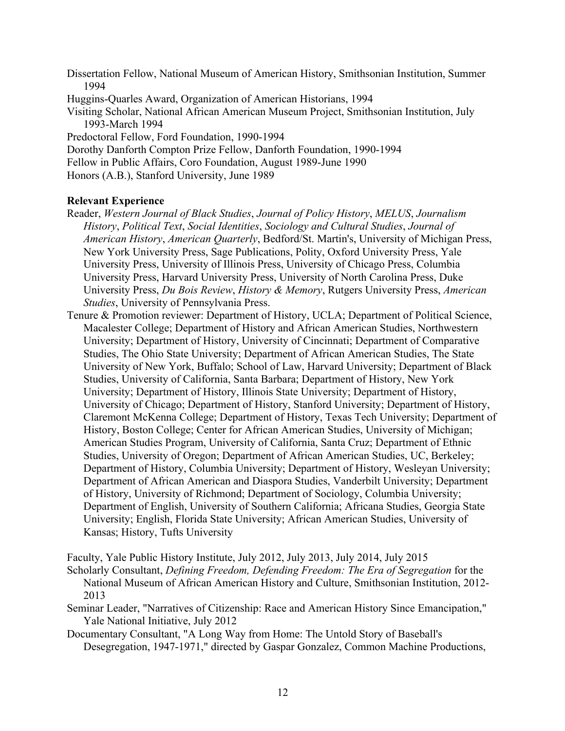Dissertation Fellow, National Museum of American History, Smithsonian Institution, Summer 1994

Huggins-Quarles Award, Organization of American Historians, 1994

Visiting Scholar, National African American Museum Project, Smithsonian Institution, July 1993-March 1994

Predoctoral Fellow, Ford Foundation, 1990-1994

Dorothy Danforth Compton Prize Fellow, Danforth Foundation, 1990-1994

Fellow in Public Affairs, Coro Foundation, August 1989-June 1990

Honors (A.B.), Stanford University, June 1989

**Relevant Experience**

Reader, *Western Journal of Black Studies*, *Journal of Policy History*, *MELUS*, *Journalism History*, *Political Text*, *Social Identities*, *Sociology and Cultural Studies*, *Journal of American History*, *American Quarterly*, Bedford/St. Martin's, University of Michigan Press, New York University Press, Sage Publications, Polity, Oxford University Press, Yale University Press, University of Illinois Press, University of Chicago Press, Columbia University Press, Harvard University Press, University of North Carolina Press, Duke University Press, *Du Bois Review*, *History & Memory*, Rutgers University Press, *American Studies*, University of Pennsylvania Press.

Tenure & Promotion reviewer: Department of History, UCLA; Department of Political Science, Macalester College; Department of History and African American Studies, Northwestern University; Department of History, University of Cincinnati; Department of Comparative Studies, The Ohio State University; Department of African American Studies, The State University of New York, Buffalo; School of Law, Harvard University; Department of Black Studies, University of California, Santa Barbara; Department of History, New York University; Department of History, Illinois State University; Department of History, University of Chicago; Department of History, Stanford University; Department of History, Claremont McKenna College; Department of History, Texas Tech University; Department of History, Boston College; Center for African American Studies, University of Michigan; American Studies Program, University of California, Santa Cruz; Department of Ethnic Studies, University of Oregon; Department of African American Studies, UC, Berkeley; Department of History, Columbia University; Department of History, Wesleyan University; Department of African American and Diaspora Studies, Vanderbilt University; Department of History, University of Richmond; Department of Sociology, Columbia University; Department of English, University of Southern California; Africana Studies, Georgia State University; English, Florida State University; African American Studies, University of Kansas; History, Tufts University

Faculty, Yale Public History Institute, July 2012, July 2013, July 2014, July 2015

Scholarly Consultant, *Defining Freedom, Defending Freedom: The Era of Segregation* for the National Museum of African American History and Culture, Smithsonian Institution, 2012-2013

Seminar Leader, "Narratives of Citizenship: Race and American History Since Emancipation," Yale National Initiative, July 2012

Documentary Consultant, "A Long Way from Home: The Untold Story of Baseball's Desegregation, 1947-1971," directed by Gaspar Gonzalez, Common Machine Productions,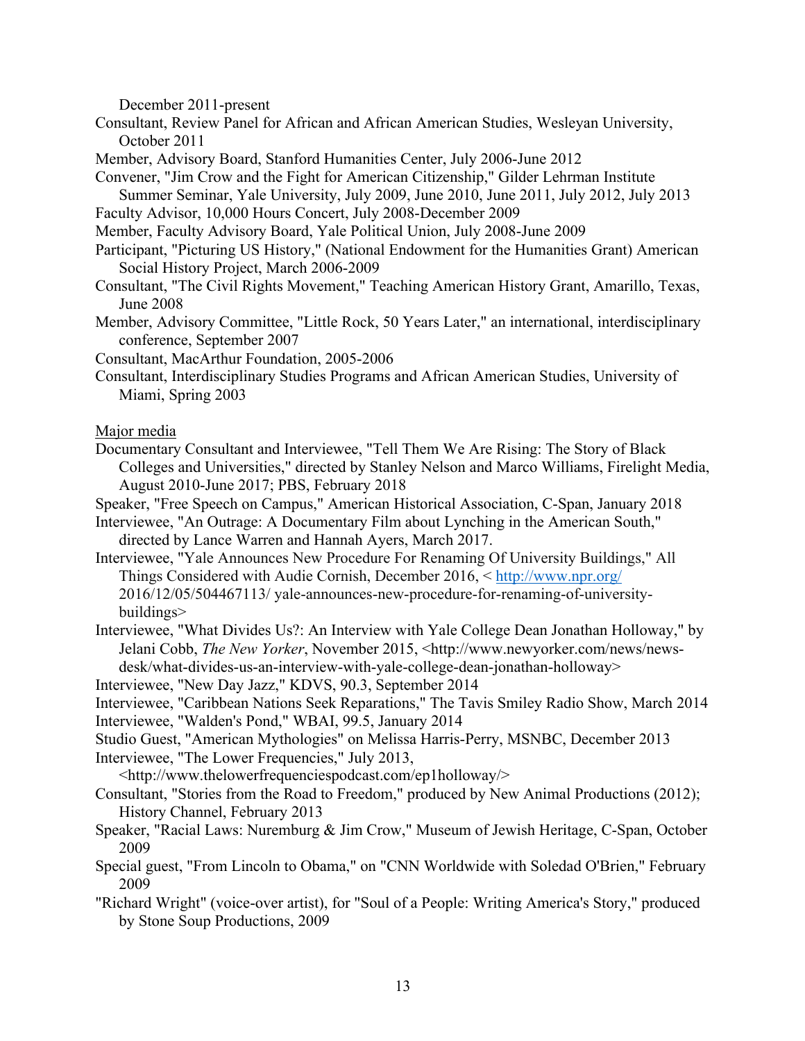December 2011-present

Consultant, Review Panel for African and African American Studies, Wesleyan University, October 2011

Member, Advisory Board, Stanford Humanities Center, July 2006-June 2012

Convener, "Jim Crow and the Fight for American Citizenship," Gilder Lehrman Institute Summer Seminar, Yale University, July 2009, June 2010, June 2011, July 2012, July 2013

Faculty Advisor, 10,000 Hours Concert, July 2008-December 2009

Member, Faculty Advisory Board, Yale Political Union, July 2008-June 2009

Participant, "Picturing US History," (National Endowment for the Humanities Grant) American Social History Project, March 2006-2009

Consultant, "The Civil Rights Movement," Teaching American History Grant, Amarillo, Texas, June 2008

Member, Advisory Committee, "Little Rock, 50 Years Later," an international, interdisciplinary conference, September 2007

Consultant, MacArthur Foundation, 2005-2006

Consultant, Interdisciplinary Studies Programs and African American Studies, University of Miami, Spring 2003

Major media

Documentary Consultant and Interviewee, "Tell Them We Are Rising: The Story of Black Colleges and Universities," directed by Stanley Nelson and Marco Williams, Firelight Media, August 2010-June 2017; PBS, February 2018

Speaker, "Free Speech on Campus," American Historical Association, C-Span, January 2018

Interviewee, "An Outrage: A Documentary Film about Lynching in the American South," directed by Lance Warren and Hannah Ayers, March 2017.

Interviewee, "Yale Announces New Procedure For Renaming Of University Buildings," All Things Considered with Audie Cornish, December 2016, < http://www.npr.org/ 2016/12/05/504467113/ yale-announces-new-procedure-for-renaming-of-university-buildings>

Interviewee, "What Divides Us?: An Interview with Yale College Dean Jonathan Holloway," by Jelani Cobb, *The New Yorker*, November 2015, <http://www.newyorker.com/news/news-desk/what-divides-us-an-interview-with-yale-college-dean-jonathan-holloway>

Interviewee, "New Day Jazz," KDVS, 90.3, September 2014

Interviewee, "Caribbean Nations Seek Reparations," The Tavis Smiley Radio Show, March 2014

Interviewee, "Walden's Pond," WBAI, 99.5, January 2014

Studio Guest, "American Mythologies" on Melissa Harris-Perry, MSNBC, December 2013

Interviewee, "The Lower Frequencies," July 2013, <http://www.thelowerfrequenciespodcast.com/ep1holloway/>

Consultant, "Stories from the Road to Freedom," produced by New Animal Productions (2012); History Channel, February 2013

Speaker, "Racial Laws: Nuremburg & Jim Crow," Museum of Jewish Heritage, C-Span, October 2009

Special guest, "From Lincoln to Obama," on "CNN Worldwide with Soledad O'Brien," February 2009

"Richard Wright" (voice-over artist), for "Soul of a People: Writing America's Story," produced by Stone Soup Productions, 2009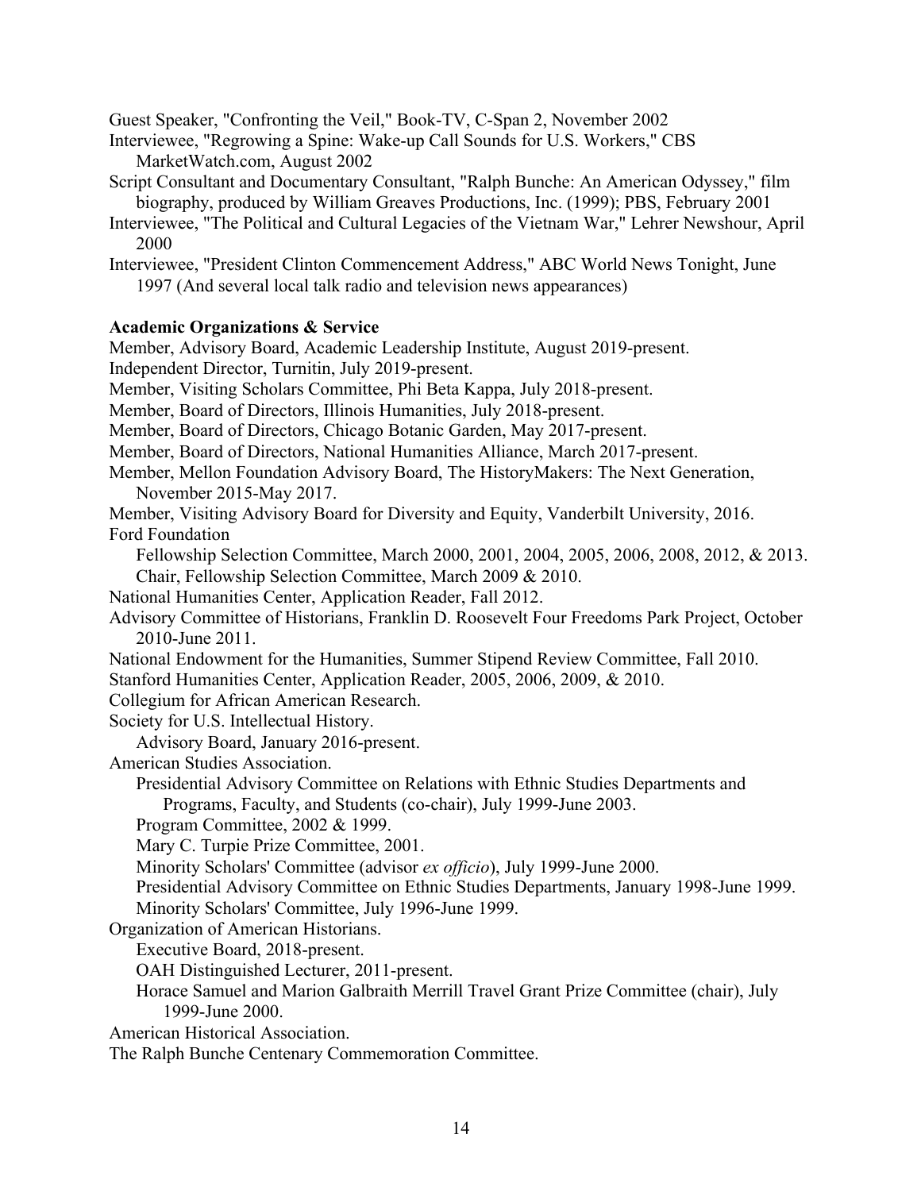Guest Speaker, "Confronting the Veil," Book-TV, C-Span 2, November 2002

Interviewee, "Regrowing a Spine: Wake-up Call Sounds for U.S. Workers," CBS MarketWatch.com, August 2002

Script Consultant and Documentary Consultant, "Ralph Bunche: An American Odyssey," film biography, produced by William Greaves Productions, Inc. (1999); PBS, February 2001

Interviewee, "The Political and Cultural Legacies of the Vietnam War," Lehrer Newshour, April 2000

Interviewee, "President Clinton Commencement Address," ABC World News Tonight, June 1997 (And several local talk radio and television news appearances)

**Academic Organizations & Service**

Member, Advisory Board, Academic Leadership Institute, August 2019-present.

Independent Director, Turnitin, July 2019-present.

Member, Visiting Scholars Committee, Phi Beta Kappa, July 2018-present.

Member, Board of Directors, Illinois Humanities, July 2018-present.

Member, Board of Directors, Chicago Botanic Garden, May 2017-present.

Member, Board of Directors, National Humanities Alliance, March 2017-present.

Member, Mellon Foundation Advisory Board, The HistoryMakers: The Next Generation, November 2015-May 2017.

Member, Visiting Advisory Board for Diversity and Equity, Vanderbilt University, 2016.

Ford Foundation
- Fellowship Selection Committee, March 2000, 2001, 2004, 2005, 2006, 2008, 2012, & 2013.
- Chair, Fellowship Selection Committee, March 2009 & 2010.

National Humanities Center, Application Reader, Fall 2012.

Advisory Committee of Historians, Franklin D. Roosevelt Four Freedoms Park Project, October 2010-June 2011.

National Endowment for the Humanities, Summer Stipend Review Committee, Fall 2010.

Stanford Humanities Center, Application Reader, 2005, 2006, 2009, & 2010.

Collegium for African American Research.

Society for U.S. Intellectual History.
- Advisory Board, January 2016-present.

American Studies Association.
- Presidential Advisory Committee on Relations with Ethnic Studies Departments and Programs, Faculty, and Students (co-chair), July 1999-June 2003.
- Program Committee, 2002 & 1999.
- Mary C. Turpie Prize Committee, 2001.
- Minority Scholars' Committee (advisor *ex officio*), July 1999-June 2000.
- Presidential Advisory Committee on Ethnic Studies Departments, January 1998-June 1999.
- Minority Scholars' Committee, July 1996-June 1999.

Organization of American Historians.
- Executive Board, 2018-present.
- OAH Distinguished Lecturer, 2011-present.
- Horace Samuel and Marion Galbraith Merrill Travel Grant Prize Committee (chair), July 1999-June 2000.

American Historical Association.

The Ralph Bunche Centenary Commemoration Committee.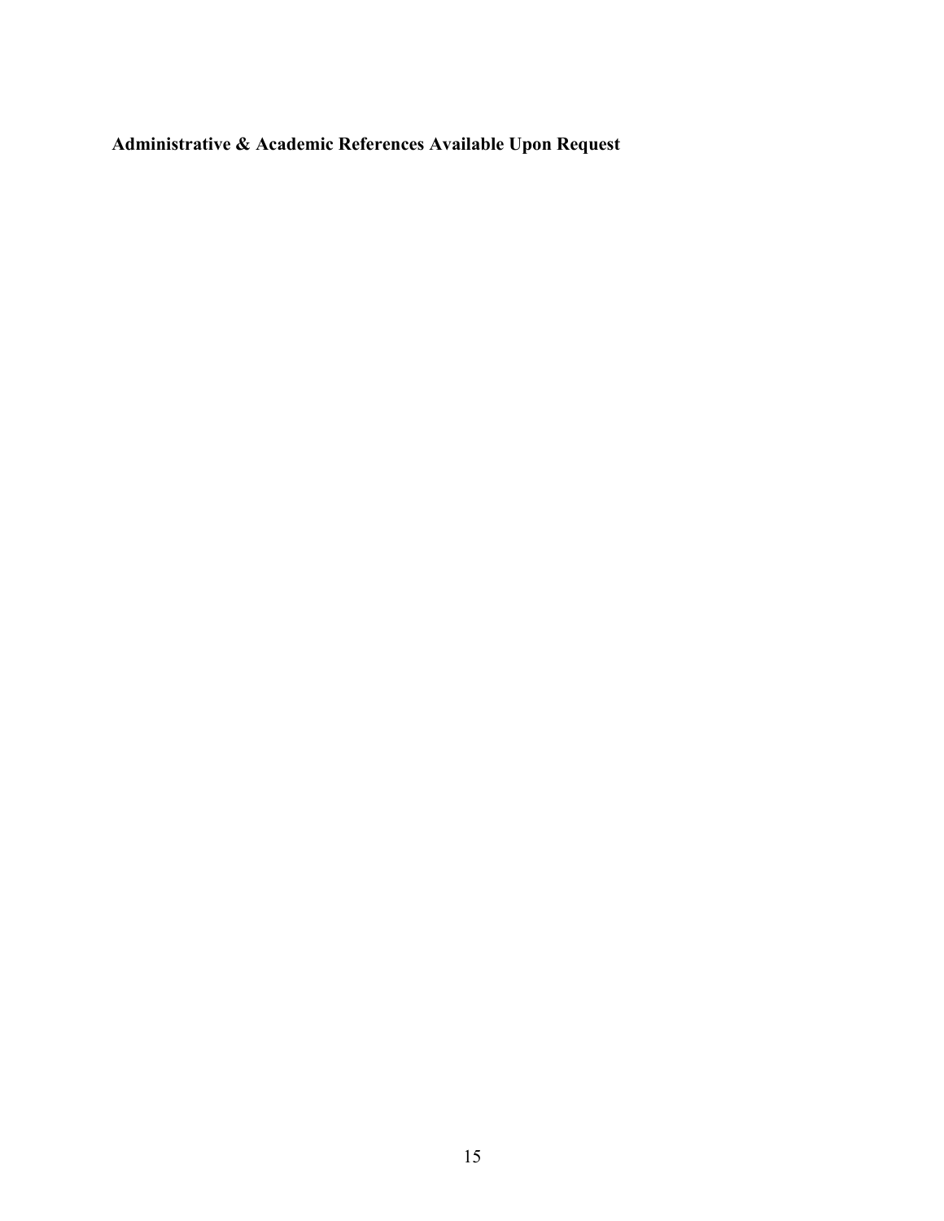**Administrative & Academic References Available Upon Request**